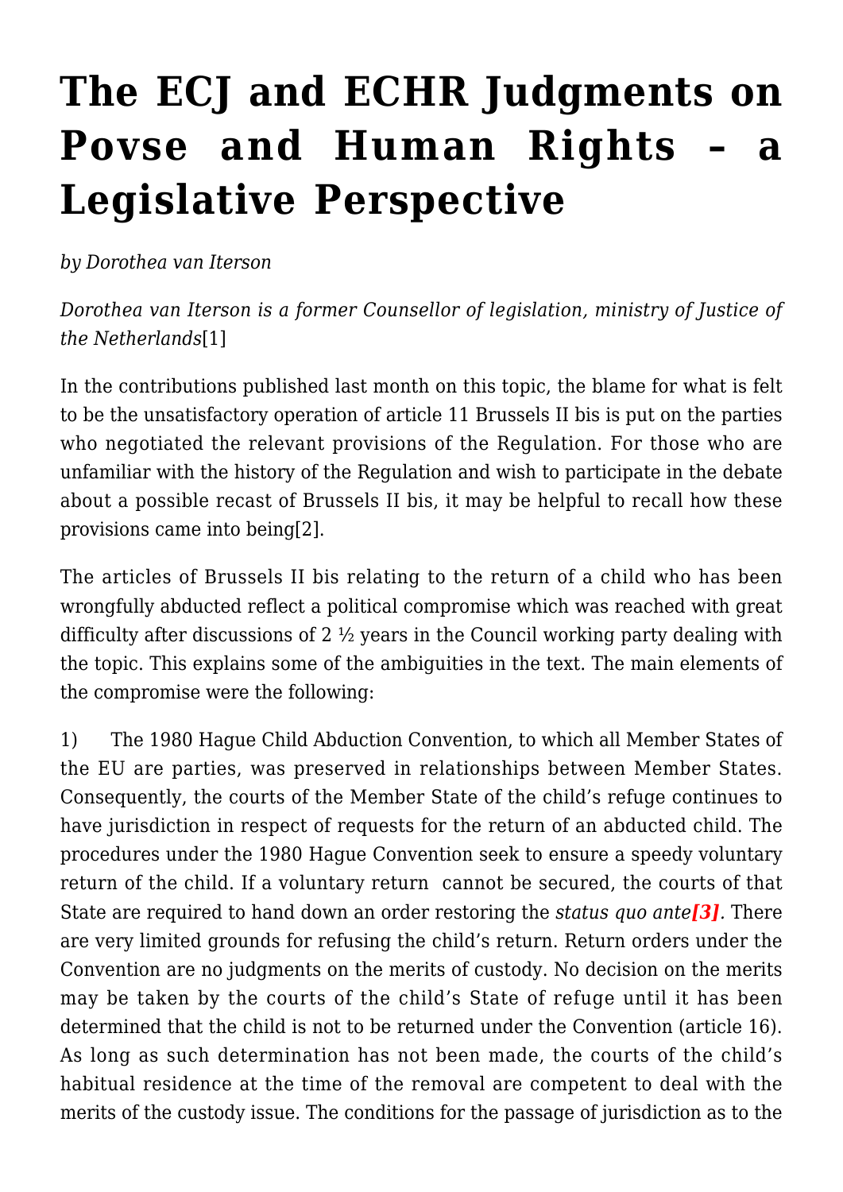# The ECJ and ECHR Judgments on Povse and Human Rights – a Legislative Perspective

*by Dorothea van Iterson*

*Dorothea van Iterson is a former Counsellor of legislation, ministry of Justice of the Netherlands*[1]

In the contributions published last month on this topic, the blame for what is felt to be the unsatisfactory operation of article 11 Brussels II bis is put on the parties who negotiated the relevant provisions of the Regulation. For those who are unfamiliar with the history of the Regulation and wish to participate in the debate about a possible recast of Brussels II bis, it may be helpful to recall how these provisions came into being[2].

The articles of Brussels II bis relating to the return of a child who has been wrongfully abducted reflect a political compromise which was reached with great difficulty after discussions of 2 ½ years in the Council working party dealing with the topic. This explains some of the ambiguities in the text. The main elements of the compromise were the following:

1) The 1980 Hague Child Abduction Convention, to which all Member States of the EU are parties, was preserved in relationships between Member States. Consequently, the courts of the Member State of the child's refuge continues to have jurisdiction in respect of requests for the return of an abducted child. The procedures under the 1980 Hague Convention seek to ensure a speedy voluntary return of the child. If a voluntary return cannot be secured, the courts of that State are required to hand down an order restoring the *status quo ante*[3]. There are very limited grounds for refusing the child's return. Return orders under the Convention are no judgments on the merits of custody. No decision on the merits may be taken by the courts of the child's State of refuge until it has been determined that the child is not to be returned under the Convention (article 16). As long as such determination has not been made, the courts of the child's habitual residence at the time of the removal are competent to deal with the merits of the custody issue. The conditions for the passage of jurisdiction as to the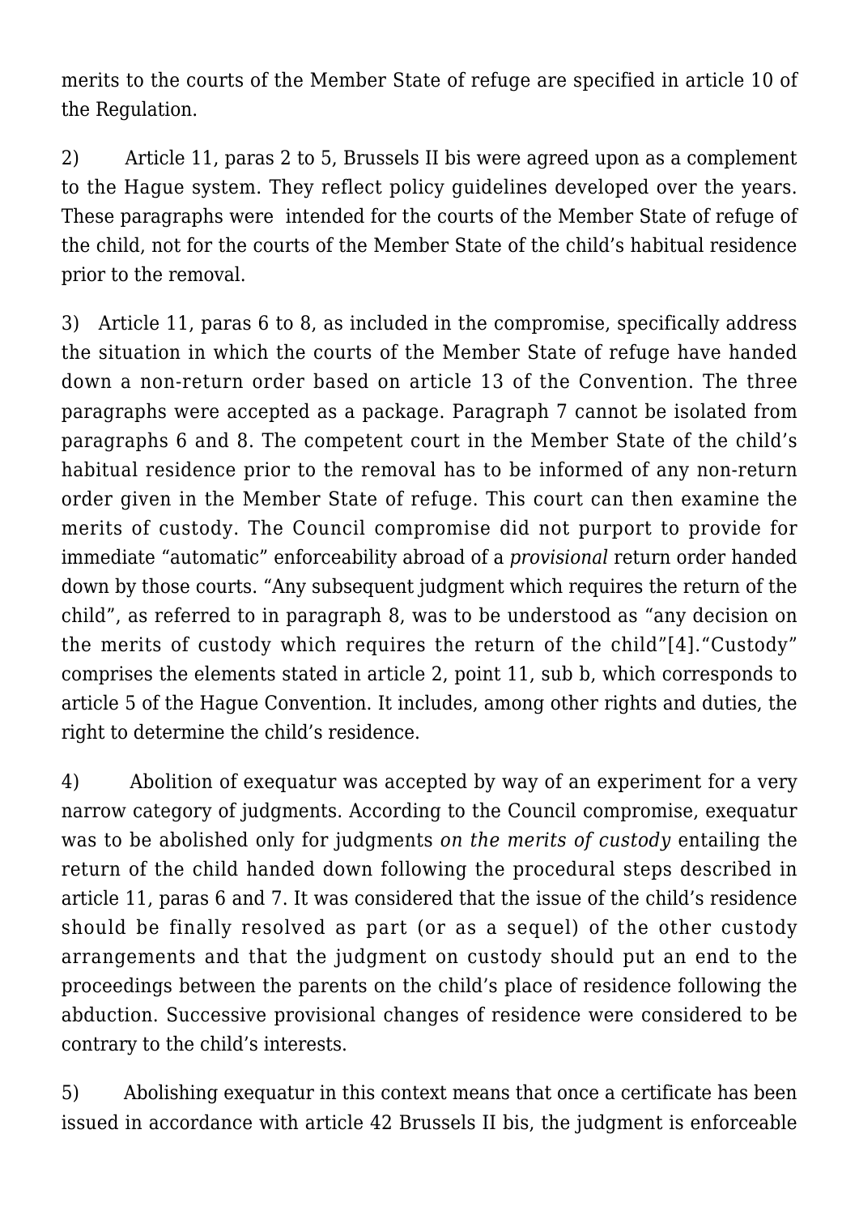merits to the courts of the Member State of refuge are specified in article 10 of the Regulation.

2) Article 11, paras 2 to 5, Brussels II bis were agreed upon as a complement to the Hague system. They reflect policy guidelines developed over the years. These paragraphs were intended for the courts of the Member State of refuge of the child, not for the courts of the Member State of the child's habitual residence prior to the removal.

3) Article 11, paras 6 to 8, as included in the compromise, specifically address the situation in which the courts of the Member State of refuge have handed down a non-return order based on article 13 of the Convention. The three paragraphs were accepted as a package. Paragraph 7 cannot be isolated from paragraphs 6 and 8. The competent court in the Member State of the child's habitual residence prior to the removal has to be informed of any non-return order given in the Member State of refuge. This court can then examine the merits of custody. The Council compromise did not purport to provide for immediate "automatic" enforceability abroad of a *provisional* return order handed down by those courts. "Any subsequent judgment which requires the return of the child", as referred to in paragraph 8, was to be understood as "any decision on the merits of custody which requires the return of the child"[4]."Custody" comprises the elements stated in article 2, point 11, sub b, which corresponds to article 5 of the Hague Convention. It includes, among other rights and duties, the right to determine the child's residence.

4) Abolition of exequatur was accepted by way of an experiment for a very narrow category of judgments. According to the Council compromise, exequatur was to be abolished only for judgments *on the merits of custody* entailing the return of the child handed down following the procedural steps described in article 11, paras 6 and 7. It was considered that the issue of the child's residence should be finally resolved as part (or as a sequel) of the other custody arrangements and that the judgment on custody should put an end to the proceedings between the parents on the child's place of residence following the abduction. Successive provisional changes of residence were considered to be contrary to the child's interests.

5) Abolishing exequatur in this context means that once a certificate has been issued in accordance with article 42 Brussels II bis, the judgment is enforceable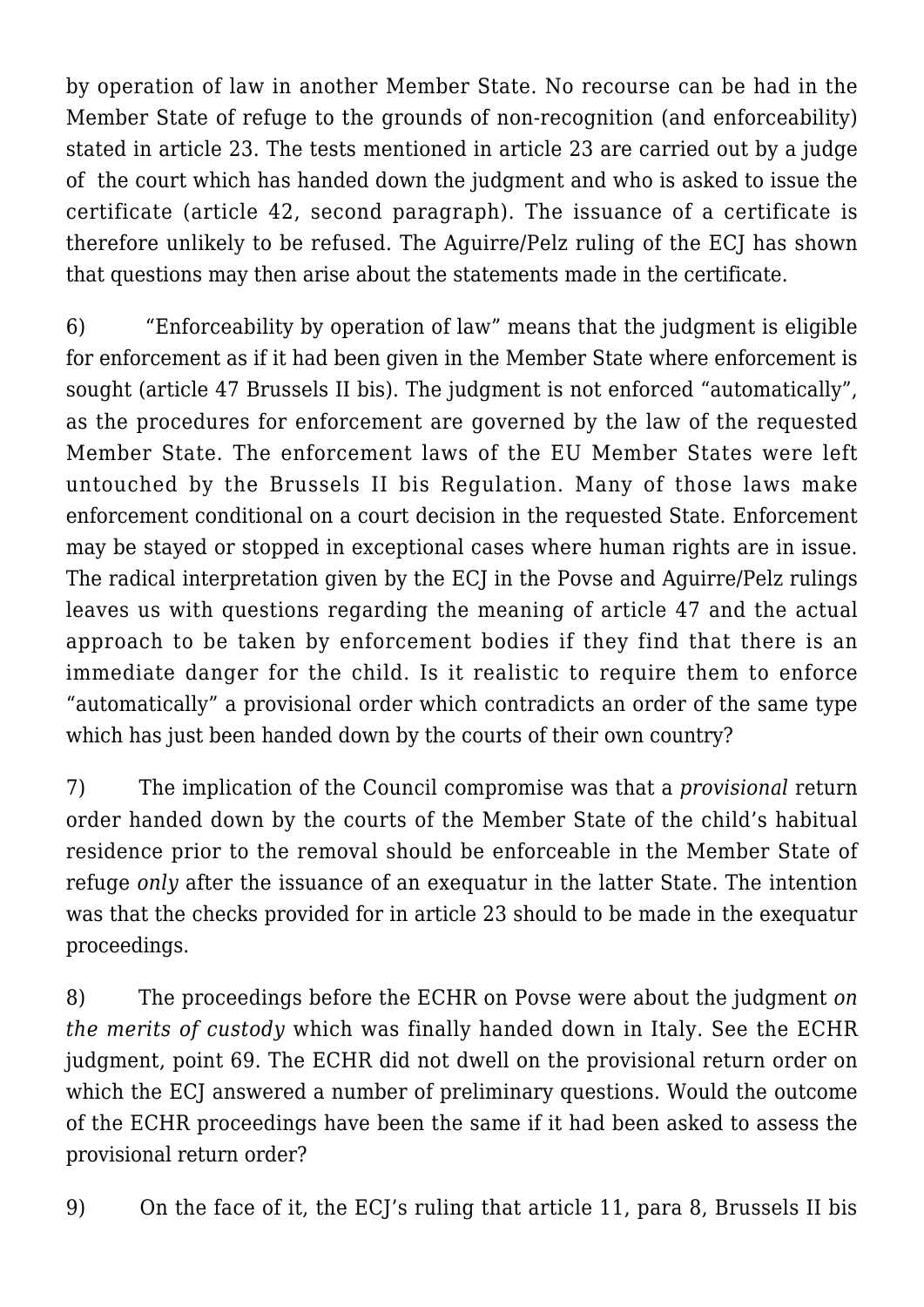by operation of law in another Member State. No recourse can be had in the Member State of refuge to the grounds of non-recognition (and enforceability) stated in article 23. The tests mentioned in article 23 are carried out by a judge of the court which has handed down the judgment and who is asked to issue the certificate (article 42, second paragraph). The issuance of a certificate is therefore unlikely to be refused. The Aguirre/Pelz ruling of the ECJ has shown that questions may then arise about the statements made in the certificate.

6) "Enforceability by operation of law" means that the judgment is eligible for enforcement as if it had been given in the Member State where enforcement is sought (article 47 Brussels II bis). The judgment is not enforced "automatically", as the procedures for enforcement are governed by the law of the requested Member State. The enforcement laws of the EU Member States were left untouched by the Brussels II bis Regulation. Many of those laws make enforcement conditional on a court decision in the requested State. Enforcement may be stayed or stopped in exceptional cases where human rights are in issue. The radical interpretation given by the ECJ in the Povse and Aguirre/Pelz rulings leaves us with questions regarding the meaning of article 47 and the actual approach to be taken by enforcement bodies if they find that there is an immediate danger for the child. Is it realistic to require them to enforce "automatically" a provisional order which contradicts an order of the same type which has just been handed down by the courts of their own country?

7) The implication of the Council compromise was that a *provisional* return order handed down by the courts of the Member State of the child's habitual residence prior to the removal should be enforceable in the Member State of refuge *only* after the issuance of an exequatur in the latter State. The intention was that the checks provided for in article 23 should to be made in the exequatur proceedings.

8) The proceedings before the ECHR on Povse were about the judgment *on the merits of custody* which was finally handed down in Italy. See the ECHR judgment, point 69. The ECHR did not dwell on the provisional return order on which the ECJ answered a number of preliminary questions. Would the outcome of the ECHR proceedings have been the same if it had been asked to assess the provisional return order?

9) On the face of it, the ECJ's ruling that article 11, para 8, Brussels II bis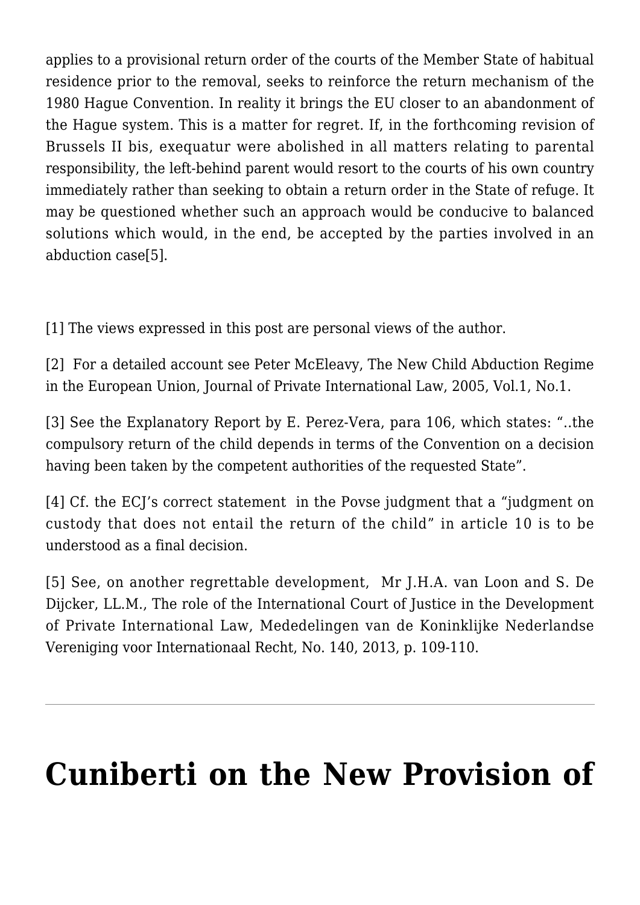applies to a provisional return order of the courts of the Member State of habitual residence prior to the removal, seeks to reinforce the return mechanism of the 1980 Hague Convention. In reality it brings the EU closer to an abandonment of the Hague system. This is a matter for regret. If, in the forthcoming revision of Brussels II bis, exequatur were abolished in all matters relating to parental responsibility, the left-behind parent would resort to the courts of his own country immediately rather than seeking to obtain a return order in the State of refuge. It may be questioned whether such an approach would be conducive to balanced solutions which would, in the end, be accepted by the parties involved in an abduction case[5].

[1] The views expressed in this post are personal views of the author.

[2] For a detailed account see Peter McEleavy, The New Child Abduction Regime in the European Union, Journal of Private International Law, 2005, Vol.1, No.1.

[3] See the Explanatory Report by E. Perez-Vera, para 106, which states: "..the compulsory return of the child depends in terms of the Convention on a decision having been taken by the competent authorities of the requested State".

[4] Cf. the ECJ's correct statement in the Povse judgment that a "judgment on custody that does not entail the return of the child" in article 10 is to be understood as a final decision.

[5] See, on another regrettable development, Mr J.H.A. van Loon and S. De Dijcker, LL.M., The role of the International Court of Justice in the Development of Private International Law, Mededelingen van de Koninklijke Nederlandse Vereniging voor Internationaal Recht, No. 140, 2013, p. 109-110.

---

# Cuniberti on the New Provision of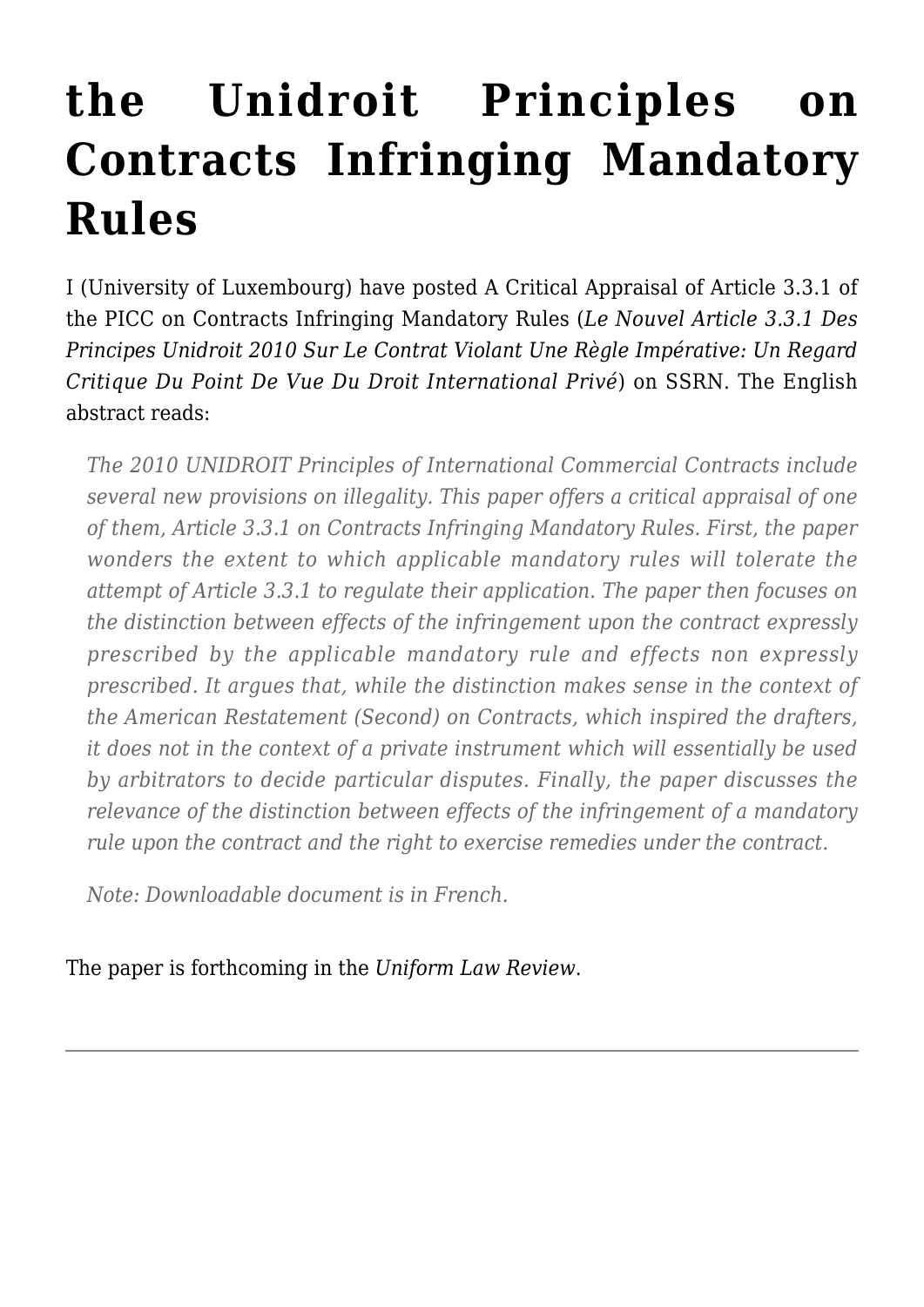# the Unidroit Principles on Contracts Infringing Mandatory Rules

I (University of Luxembourg) have posted A Critical Appraisal of Article 3.3.1 of the PICC on Contracts Infringing Mandatory Rules (*Le Nouvel Article 3.3.1 Des Principes Unidroit 2010 Sur Le Contrat Violant Une Règle Impérative: Un Regard Critique Du Point De Vue Du Droit International Privé*) on SSRN. The English abstract reads:

> *The 2010 UNIDROIT Principles of International Commercial Contracts include several new provisions on illegality. This paper offers a critical appraisal of one of them, Article 3.3.1 on Contracts Infringing Mandatory Rules. First, the paper wonders the extent to which applicable mandatory rules will tolerate the attempt of Article 3.3.1 to regulate their application. The paper then focuses on the distinction between effects of the infringement upon the contract expressly prescribed by the applicable mandatory rule and effects non expressly prescribed. It argues that, while the distinction makes sense in the context of the American Restatement (Second) on Contracts, which inspired the drafters, it does not in the context of a private instrument which will essentially be used by arbitrators to decide particular disputes. Finally, the paper discusses the relevance of the distinction between effects of the infringement of a mandatory rule upon the contract and the right to exercise remedies under the contract.*
>
> *Note: Downloadable document is in French.*

The paper is forthcoming in the *Uniform Law Review*.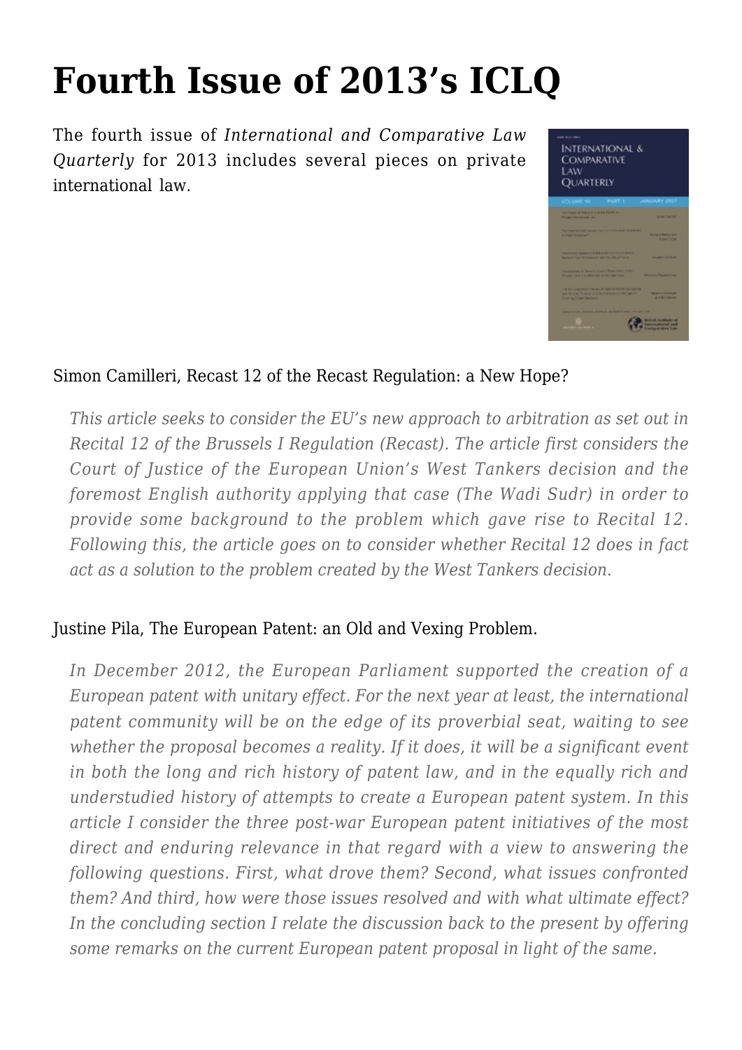# Fourth Issue of 2013's ICLQ

The fourth issue of *International and Comparative Law Quarterly* for 2013 includes several pieces on private international law.

Simon Camilleri, Recast 12 of the Recast Regulation: a New Hope?

> *This article seeks to consider the EU's new approach to arbitration as set out in Recital 12 of the Brussels I Regulation (Recast). The article first considers the Court of Justice of the European Union's West Tankers decision and the foremost English authority applying that case (The Wadi Sudr) in order to provide some background to the problem which gave rise to Recital 12. Following this, the article goes on to consider whether Recital 12 does in fact act as a solution to the problem created by the West Tankers decision.*

Justine Pila, The European Patent: an Old and Vexing Problem.

> *In December 2012, the European Parliament supported the creation of a European patent with unitary effect. For the next year at least, the international patent community will be on the edge of its proverbial seat, waiting to see whether the proposal becomes a reality. If it does, it will be a significant event in both the long and rich history of patent law, and in the equally rich and understudied history of attempts to create a European patent system. In this article I consider the three post-war European patent initiatives of the most direct and enduring relevance in that regard with a view to answering the following questions. First, what drove them? Second, what issues confronted them? And third, how were those issues resolved and with what ultimate effect? In the concluding section I relate the discussion back to the present by offering some remarks on the current European patent proposal in light of the same.*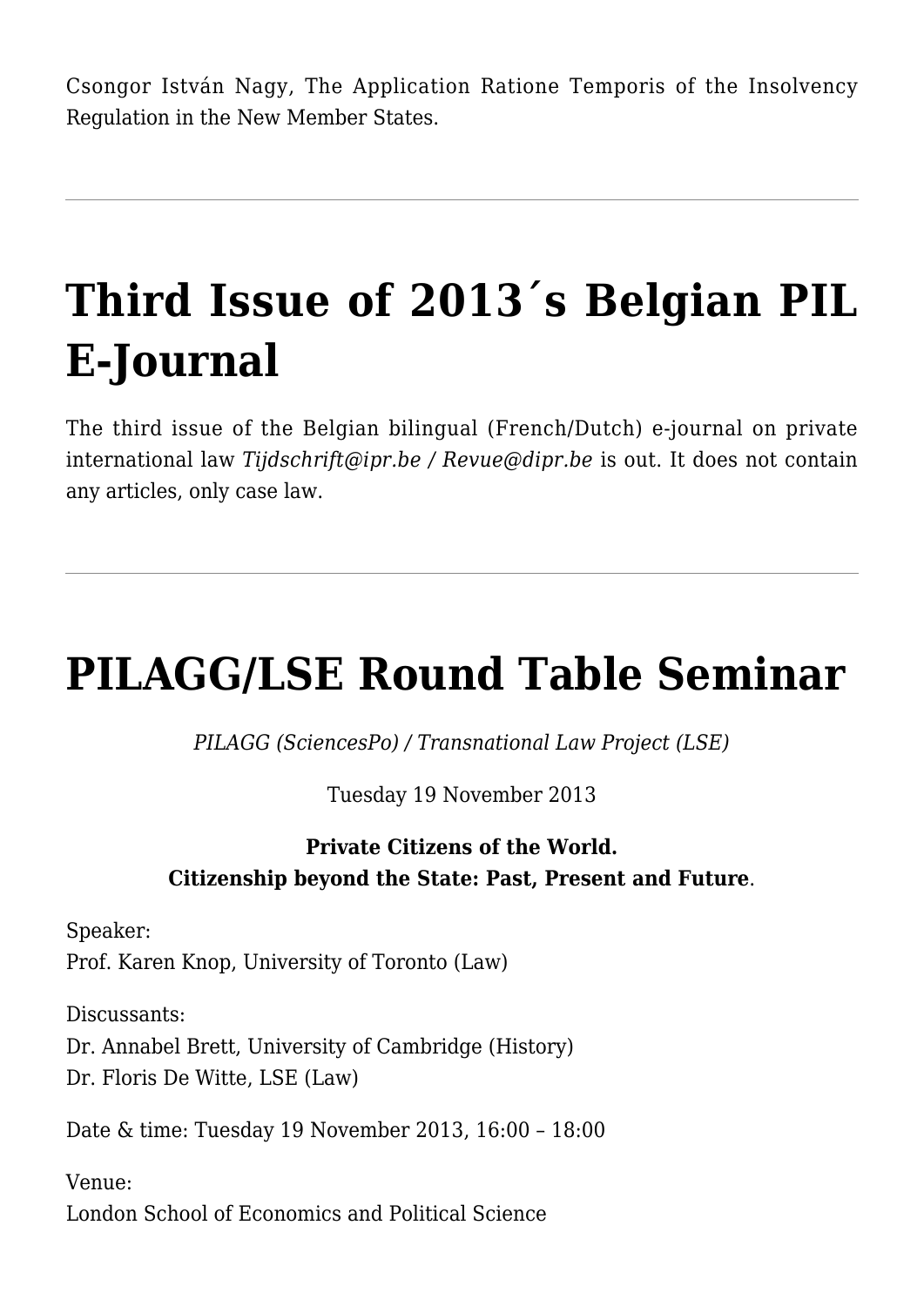Csongor István Nagy, The Application Ratione Temporis of the Insolvency Regulation in the New Member States.

---

# Third Issue of 2013´s Belgian PIL E-Journal

The third issue of the Belgian bilingual (French/Dutch) e-journal on private international law *Tijdschrift@ipr.be / Revue@dipr.be* is out. It does not contain any articles, only case law.

---

# PILAGG/LSE Round Table Seminar

*PILAGG (SciencesPo) / Transnational Law Project (LSE)*

Tuesday 19 November 2013

**Private Citizens of the World.**
**Citizenship beyond the State: Past, Present and Future**.

Speaker:
Prof. Karen Knop, University of Toronto (Law)

Discussants:
Dr. Annabel Brett, University of Cambridge (History)
Dr. Floris De Witte, LSE (Law)

Date & time: Tuesday 19 November 2013, 16:00 – 18:00

Venue:
London School of Economics and Political Science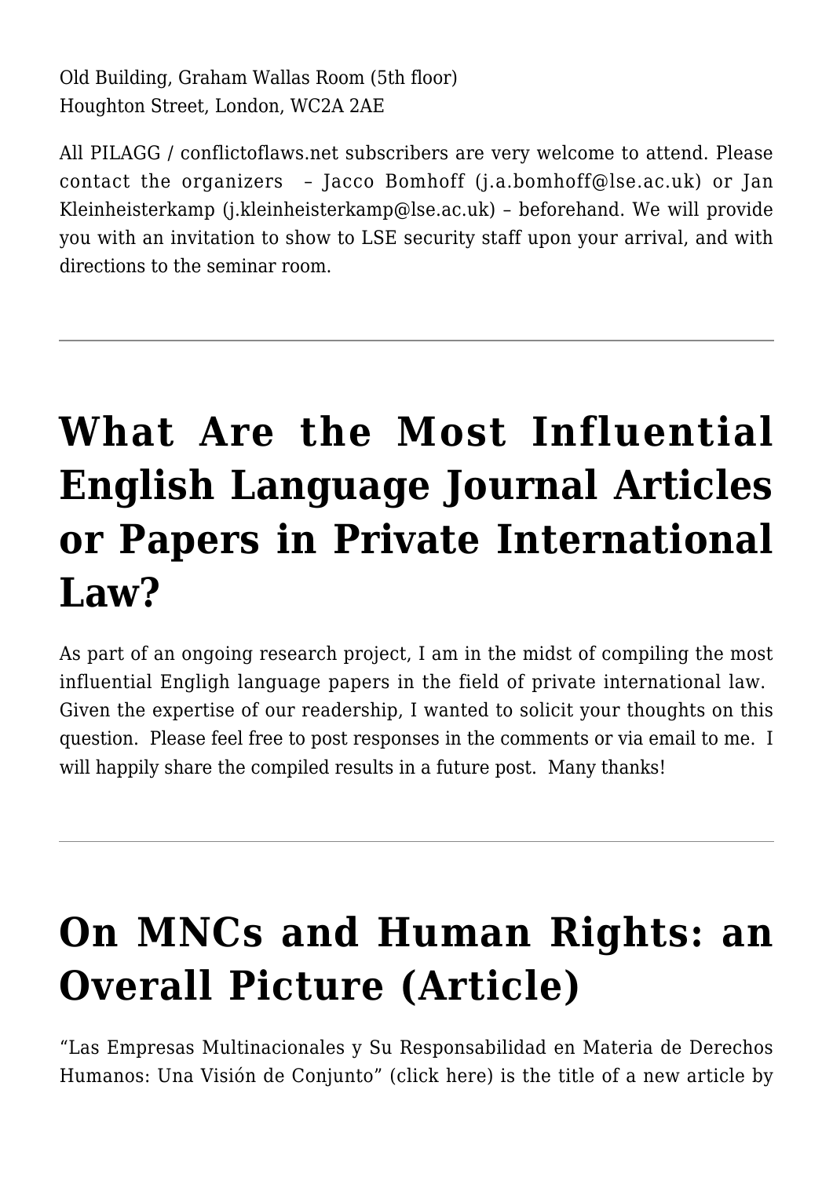Old Building, Graham Wallas Room (5th floor)
Houghton Street, London, WC2A 2AE

All PILAGG / conflictoflaws.net subscribers are very welcome to attend. Please contact the organizers – Jacco Bomhoff (j.a.bomhoff@lse.ac.uk) or Jan Kleinheisterkamp (j.kleinheisterkamp@lse.ac.uk) – beforehand. We will provide you with an invitation to show to LSE security staff upon your arrival, and with directions to the seminar room.

---

# What Are the Most Influential English Language Journal Articles or Papers in Private International Law?

As part of an ongoing research project, I am in the midst of compiling the most influential Engligh language papers in the field of private international law. Given the expertise of our readership, I wanted to solicit your thoughts on this question. Please feel free to post responses in the comments or via email to me. I will happily share the compiled results in a future post. Many thanks!

---

# On MNCs and Human Rights: an Overall Picture (Article)

"Las Empresas Multinacionales y Su Responsabilidad en Materia de Derechos Humanos: Una Visión de Conjunto" (click here) is the title of a new article by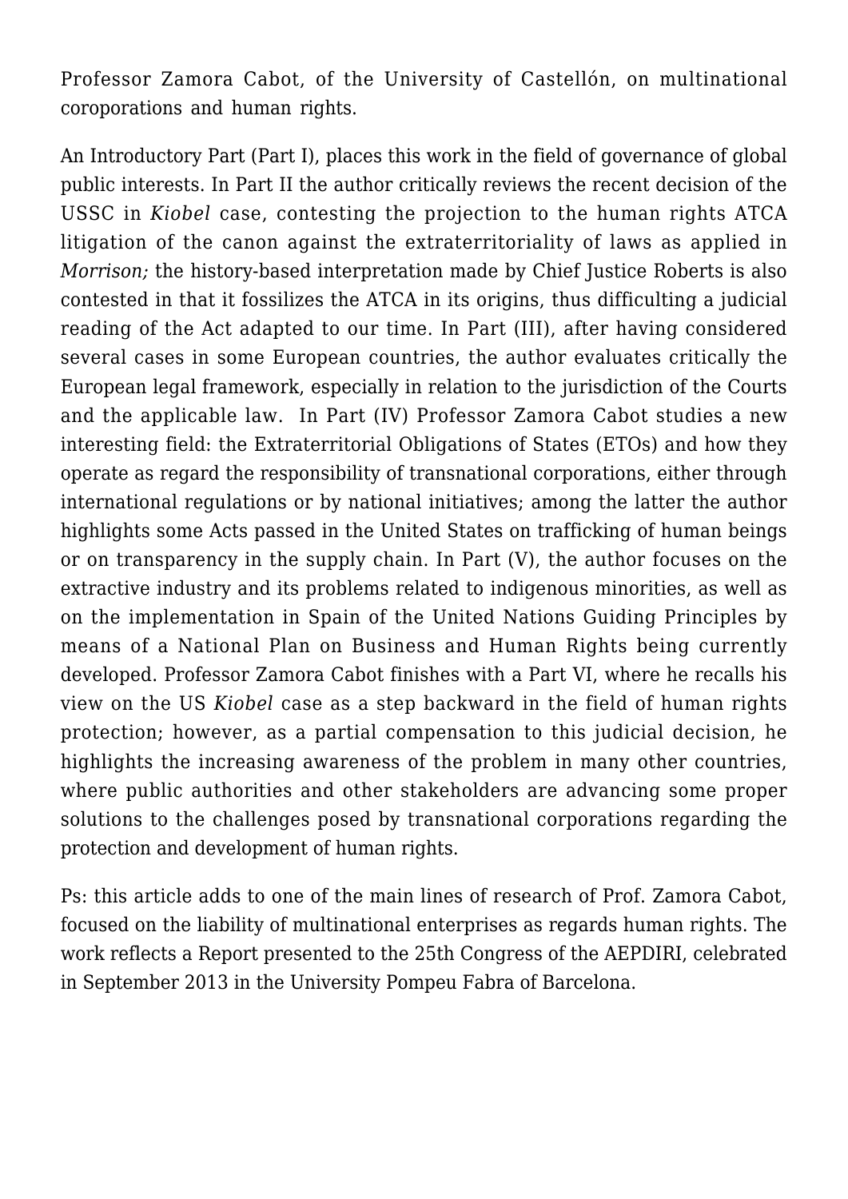Professor Zamora Cabot, of the University of Castellón, on multinational coroporations and human rights.

An Introductory Part (Part I), places this work in the field of governance of global public interests. In Part II the author critically reviews the recent decision of the USSC in *Kiobel* case, contesting the projection to the human rights ATCA litigation of the canon against the extraterritoriality of laws as applied in *Morrison;* the history-based interpretation made by Chief Justice Roberts is also contested in that it fossilizes the ATCA in its origins, thus difficulting a judicial reading of the Act adapted to our time. In Part (III), after having considered several cases in some European countries, the author evaluates critically the European legal framework, especially in relation to the jurisdiction of the Courts and the applicable law.  In Part (IV) Professor Zamora Cabot studies a new interesting field: the Extraterritorial Obligations of States (ETOs) and how they operate as regard the responsibility of transnational corporations, either through international regulations or by national initiatives; among the latter the author highlights some Acts passed in the United States on trafficking of human beings or on transparency in the supply chain. In Part (V), the author focuses on the extractive industry and its problems related to indigenous minorities, as well as on the implementation in Spain of the United Nations Guiding Principles by means of a National Plan on Business and Human Rights being currently developed. Professor Zamora Cabot finishes with a Part VI, where he recalls his view on the US *Kiobel* case as a step backward in the field of human rights protection; however, as a partial compensation to this judicial decision, he highlights the increasing awareness of the problem in many other countries, where public authorities and other stakeholders are advancing some proper solutions to the challenges posed by transnational corporations regarding the protection and development of human rights.

Ps: this article adds to one of the main lines of research of Prof. Zamora Cabot, focused on the liability of multinational enterprises as regards human rights. The work reflects a Report presented to the 25th Congress of the AEPDIRI, celebrated in September 2013 in the University Pompeu Fabra of Barcelona.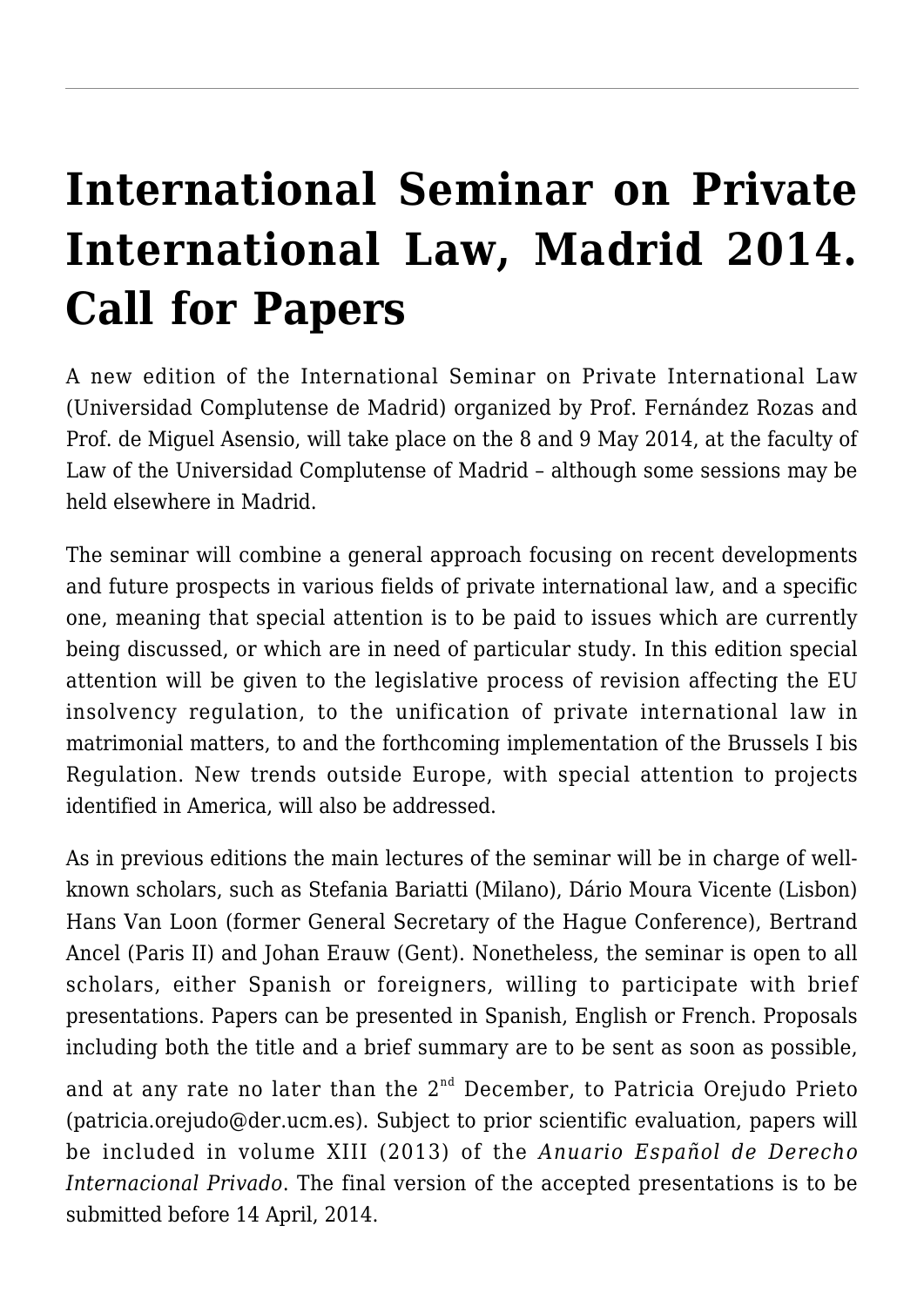# International Seminar on Private International Law, Madrid 2014. Call for Papers

A new edition of the International Seminar on Private International Law (Universidad Complutense de Madrid) organized by Prof. Fernández Rozas and Prof. de Miguel Asensio, will take place on the 8 and 9 May 2014, at the faculty of Law of the Universidad Complutense of Madrid – although some sessions may be held elsewhere in Madrid.

The seminar will combine a general approach focusing on recent developments and future prospects in various fields of private international law, and a specific one, meaning that special attention is to be paid to issues which are currently being discussed, or which are in need of particular study. In this edition special attention will be given to the legislative process of revision affecting the EU insolvency regulation, to the unification of private international law in matrimonial matters, to and the forthcoming implementation of the Brussels I bis Regulation. New trends outside Europe, with special attention to projects identified in America, will also be addressed.

As in previous editions the main lectures of the seminar will be in charge of well-known scholars, such as Stefania Bariatti (Milano), Dário Moura Vicente (Lisbon) Hans Van Loon (former General Secretary of the Hague Conference), Bertrand Ancel (Paris II) and Johan Erauw (Gent). Nonetheless, the seminar is open to all scholars, either Spanish or foreigners, willing to participate with brief presentations. Papers can be presented in Spanish, English or French. Proposals including both the title and a brief summary are to be sent as soon as possible, and at any rate no later than the 2nd December, to Patricia Orejudo Prieto (patricia.orejudo@der.ucm.es). Subject to prior scientific evaluation, papers will be included in volume XIII (2013) of the *Anuario Español de Derecho Internacional Privado*. The final version of the accepted presentations is to be submitted before 14 April, 2014.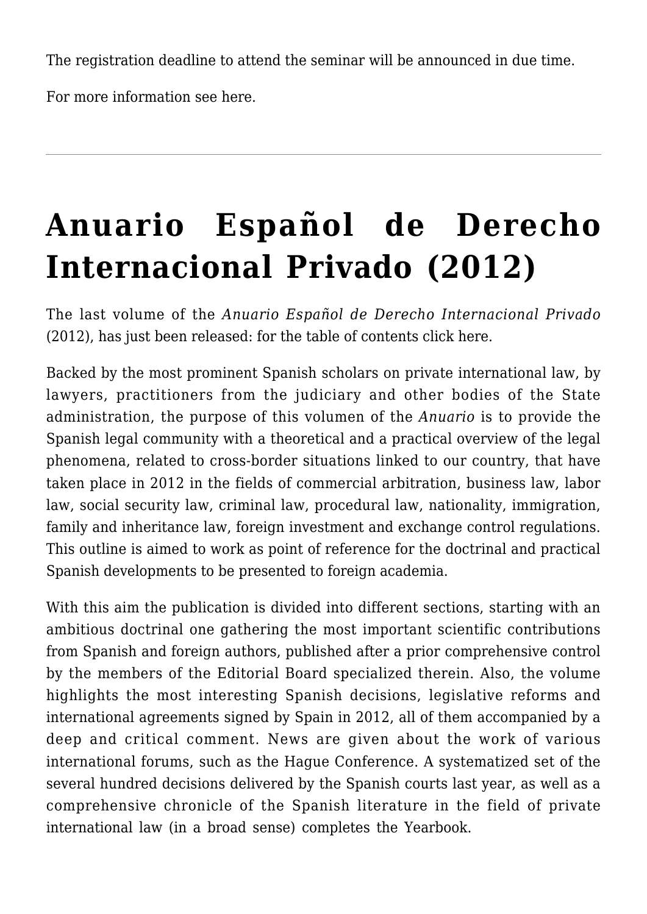The registration deadline to attend the seminar will be announced in due time.

For more information see here.

---

# Anuario Español de Derecho Internacional Privado (2012)

The last volume of the *Anuario Español de Derecho Internacional Privado* (2012), has just been released: for the table of contents click here.

Backed by the most prominent Spanish scholars on private international law, by lawyers, practitioners from the judiciary and other bodies of the State administration, the purpose of this volumen of the *Anuario* is to provide the Spanish legal community with a theoretical and a practical overview of the legal phenomena, related to cross-border situations linked to our country, that have taken place in 2012 in the fields of commercial arbitration, business law, labor law, social security law, criminal law, procedural law, nationality, immigration, family and inheritance law, foreign investment and exchange control regulations. This outline is aimed to work as point of reference for the doctrinal and practical Spanish developments to be presented to foreign academia.

With this aim the publication is divided into different sections, starting with an ambitious doctrinal one gathering the most important scientific contributions from Spanish and foreign authors, published after a prior comprehensive control by the members of the Editorial Board specialized therein. Also, the volume highlights the most interesting Spanish decisions, legislative reforms and international agreements signed by Spain in 2012, all of them accompanied by a deep and critical comment. News are given about the work of various international forums, such as the Hague Conference. A systematized set of the several hundred decisions delivered by the Spanish courts last year, as well as a comprehensive chronicle of the Spanish literature in the field of private international law (in a broad sense) completes the Yearbook.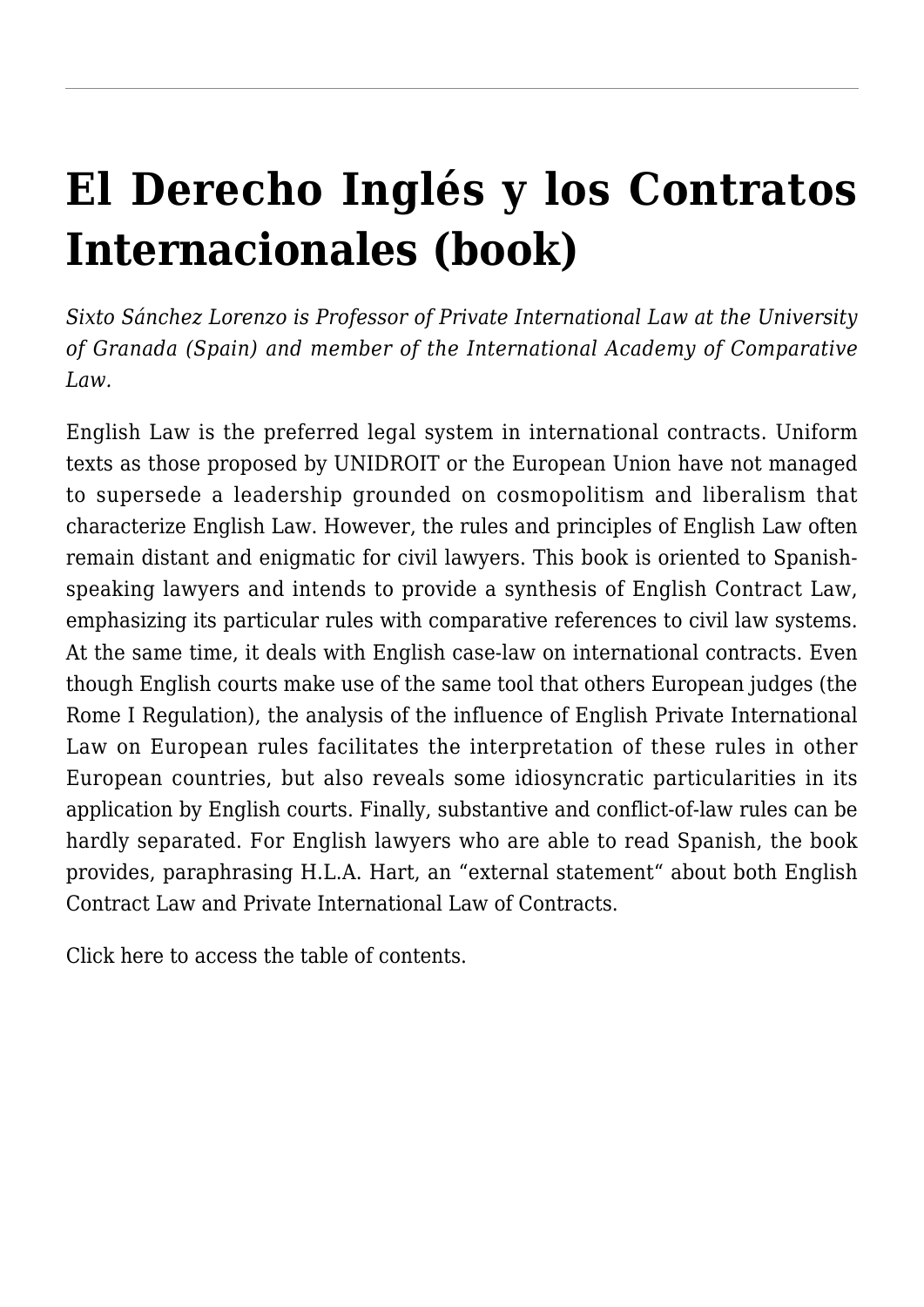# El Derecho Inglés y los Contratos Internacionales (book)

*Sixto Sánchez Lorenzo is Professor of Private International Law at the University of Granada (Spain) and member of the International Academy of Comparative Law.*

English Law is the preferred legal system in international contracts. Uniform texts as those proposed by UNIDROIT or the European Union have not managed to supersede a leadership grounded on cosmopolitism and liberalism that characterize English Law. However, the rules and principles of English Law often remain distant and enigmatic for civil lawyers. This book is oriented to Spanish-speaking lawyers and intends to provide a synthesis of English Contract Law, emphasizing its particular rules with comparative references to civil law systems. At the same time, it deals with English case-law on international contracts. Even though English courts make use of the same tool that others European judges (the Rome I Regulation), the analysis of the influence of English Private International Law on European rules facilitates the interpretation of these rules in other European countries, but also reveals some idiosyncratic particularities in its application by English courts. Finally, substantive and conflict-of-law rules can be hardly separated. For English lawyers who are able to read Spanish, the book provides, paraphrasing H.L.A. Hart, an "external statement" about both English Contract Law and Private International Law of Contracts.

Click here to access the table of contents.